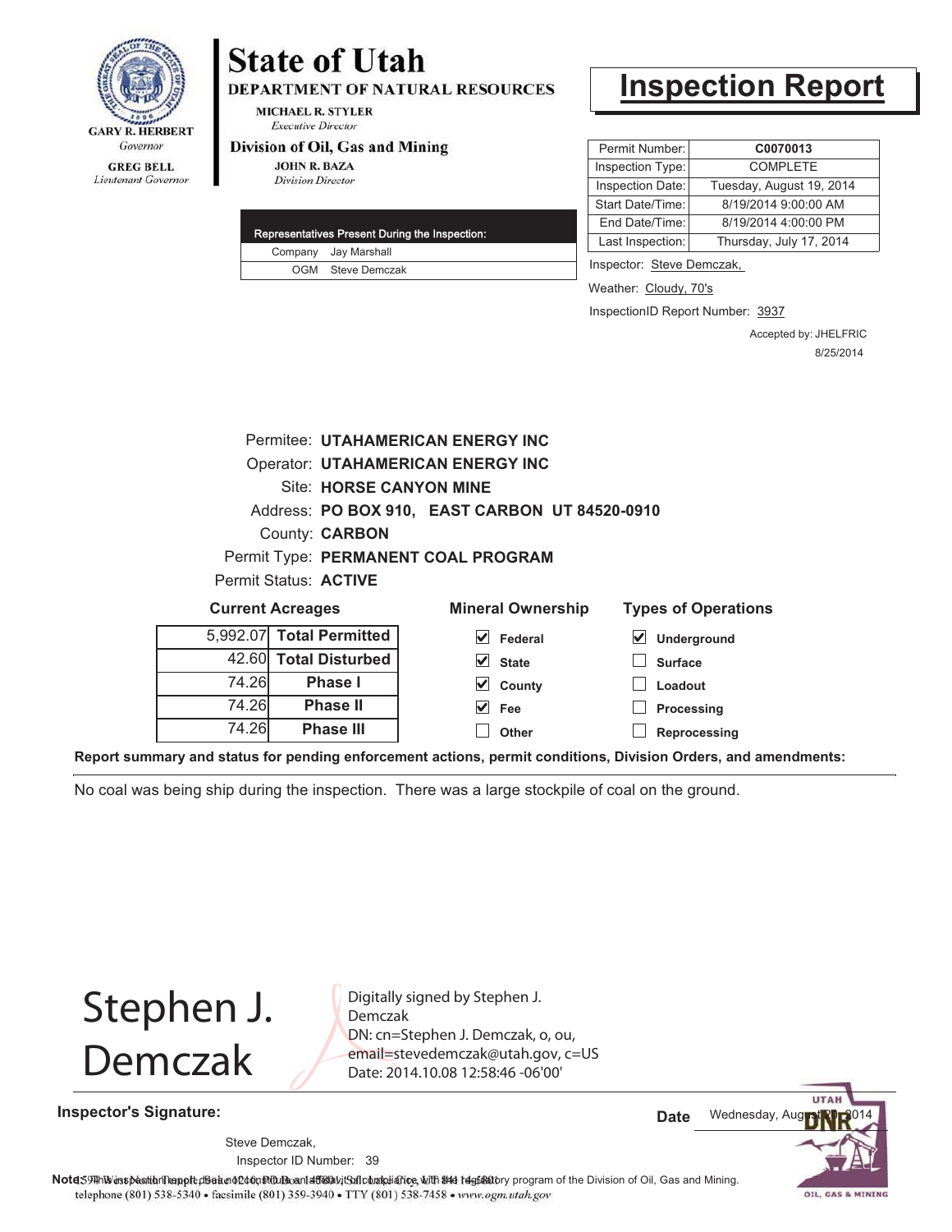GARY R. HERBERT
*Governor*

GREG BELL
*Lieutenant Governor*

# State of Utah

**DEPARTMENT OF NATURAL RESOURCES**

MICHAEL R. STYLER
*Executive Director*

**Division of Oil, Gas and Mining**

JOHN R. BAZA
*Division Director*

# Inspection Report

| Permit Number: | C0070013 |
|---|---|
| Inspection Type: | COMPLETE |
| Inspection Date: | Tuesday, August 19, 2014 |
| Start Date/Time: | 8/19/2014 9:00:00 AM |
| End Date/Time: | 8/19/2014 4:00:00 PM |
| Last Inspection: | Thursday, July 17, 2014 |

| Representatives Present During the Inspection: | |
|---|---|
| Company | Jay Marshall |
| OGM | Steve Demczak |

Inspector: Steve Demczak,

Weather: Cloudy, 70's

InspectionID Report Number: 3937

Accepted by: JHELFRIC
8/25/2014

Permitee: **UTAHAMERICAN ENERGY INC**
Operator: **UTAHAMERICAN ENERGY INC**
Site: **HORSE CANYON MINE**
Address: **PO BOX 910, EAST CARBON UT 84520-0910**
County: **CARBON**
Permit Type: **PERMANENT COAL PROGRAM**
Permit Status: **ACTIVE**

**Current Acreages**

| | |
|---|---|
| 5,992.07 | **Total Permitted** |
| 42.60 | **Total Disturbed** |
| 74.26 | **Phase I** |
| 74.26 | **Phase II** |
| 74.26 | **Phase III** |

**Mineral Ownership**

- [x] Federal
- [x] State
- [x] County
- [x] Fee
- [ ] Other

**Types of Operations**

- [x] Underground
- [ ] Surface
- [ ] Loadout
- [ ] Processing
- [ ] Reprocessing

**Report summary and status for pending enforcement actions, permit conditions, Division Orders, and amendments:**

No coal was being ship during the inspection. There was a large stockpile of coal on the ground.

Stephen J. Demczak

Digitally signed by Stephen J. Demczak
DN: cn=Stephen J. Demczak, o, ou, email=stevedemczak@utah.gov, c=US
Date: 2014.10.08 12:58:46 -06'00'

**Inspector's Signature:**

Steve Demczak,
Inspector ID Number: 39

**Date** Wednesday, August 20, 2014

**Note:** This inspection report does not constitute an affidavit of compliance with the regulatory program of the Division of Oil, Gas and Mining.

1594 West North Temple, Suite 1210, PO Box 145801, Salt Lake City, UT 84114-5801
telephone (801) 538-5340 • facsimile (801) 359-3940 • TTY (801) 538-7458 • www.ogm.utah.gov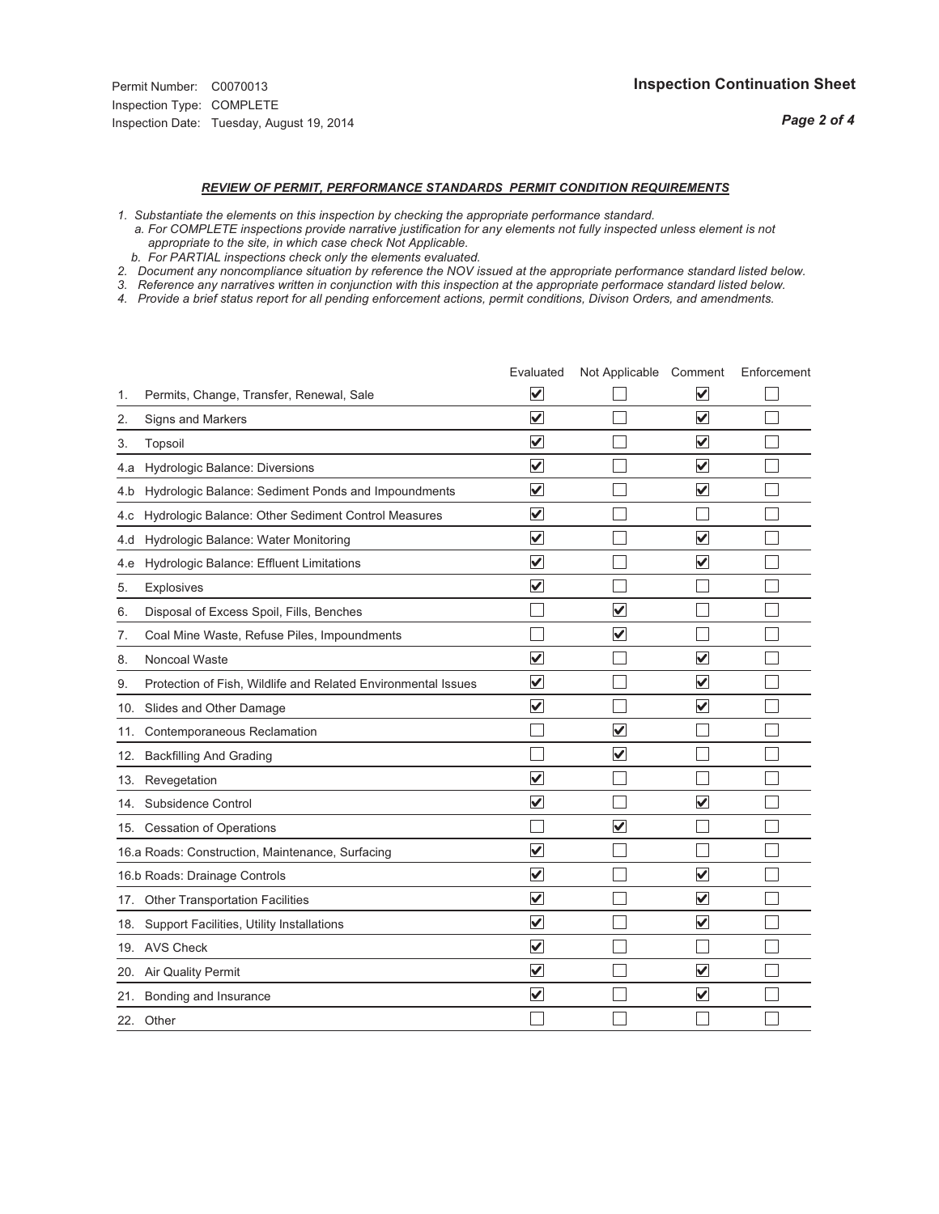Permit Number: C0070013
Inspection Type: COMPLETE
Inspection Date: Tuesday, August 19, 2014

## Inspection Continuation Sheet

### *REVIEW OF PERMIT, PERFORMANCE STANDARDS PERMIT CONDITION REQUIREMENTS*

*1. Substantiate the elements on this inspection by checking the appropriate performance standard.*
*a. For COMPLETE inspections provide narrative justification for any elements not fully inspected unless element is not appropriate to the site, in which case check Not Applicable.*
*b. For PARTIAL inspections check only the elements evaluated.*
*2. Document any noncompliance situation by reference the NOV issued at the appropriate performance standard listed below.*
*3. Reference any narratives written in conjunction with this inspection at the appropriate performace standard listed below.*
*4. Provide a brief status report for all pending enforcement actions, permit conditions, Divison Orders, and amendments.*

| | | Evaluated | Not Applicable | Comment | Enforcement |
|---|---|---|---|---|---|
| 1. | Permits, Change, Transfer, Renewal, Sale | ☑ | ☐ | ☑ | ☐ |
| 2. | Signs and Markers | ☑ | ☐ | ☑ | ☐ |
| 3. | Topsoil | ☑ | ☐ | ☑ | ☐ |
| 4.a | Hydrologic Balance: Diversions | ☑ | ☐ | ☑ | ☐ |
| 4.b | Hydrologic Balance: Sediment Ponds and Impoundments | ☑ | ☐ | ☑ | ☐ |
| 4.c | Hydrologic Balance: Other Sediment Control Measures | ☑ | ☐ | ☐ | ☐ |
| 4.d | Hydrologic Balance: Water Monitoring | ☑ | ☐ | ☑ | ☐ |
| 4.e | Hydrologic Balance: Effluent Limitations | ☑ | ☐ | ☑ | ☐ |
| 5. | Explosives | ☑ | ☐ | ☐ | ☐ |
| 6. | Disposal of Excess Spoil, Fills, Benches | ☐ | ☑ | ☐ | ☐ |
| 7. | Coal Mine Waste, Refuse Piles, Impoundments | ☐ | ☑ | ☐ | ☐ |
| 8. | Noncoal Waste | ☑ | ☐ | ☑ | ☐ |
| 9. | Protection of Fish, Wildlife and Related Environmental Issues | ☑ | ☐ | ☑ | ☐ |
| 10. | Slides and Other Damage | ☑ | ☐ | ☑ | ☐ |
| 11. | Contemporaneous Reclamation | ☐ | ☑ | ☐ | ☐ |
| 12. | Backfilling And Grading | ☐ | ☑ | ☐ | ☐ |
| 13. | Revegetation | ☑ | ☐ | ☐ | ☐ |
| 14. | Subsidence Control | ☑ | ☐ | ☑ | ☐ |
| 15. | Cessation of Operations | ☐ | ☑ | ☐ | ☐ |
| 16.a | Roads: Construction, Maintenance, Surfacing | ☑ | ☐ | ☐ | ☐ |
| 16.b | Roads: Drainage Controls | ☑ | ☐ | ☑ | ☐ |
| 17. | Other Transportation Facilities | ☑ | ☐ | ☑ | ☐ |
| 18. | Support Facilities, Utility Installations | ☑ | ☐ | ☑ | ☐ |
| 19. | AVS Check | ☑ | ☐ | ☐ | ☐ |
| 20. | Air Quality Permit | ☑ | ☐ | ☑ | ☐ |
| 21. | Bonding and Insurance | ☑ | ☐ | ☑ | ☐ |
| 22. | Other | ☐ | ☐ | ☐ | ☐ |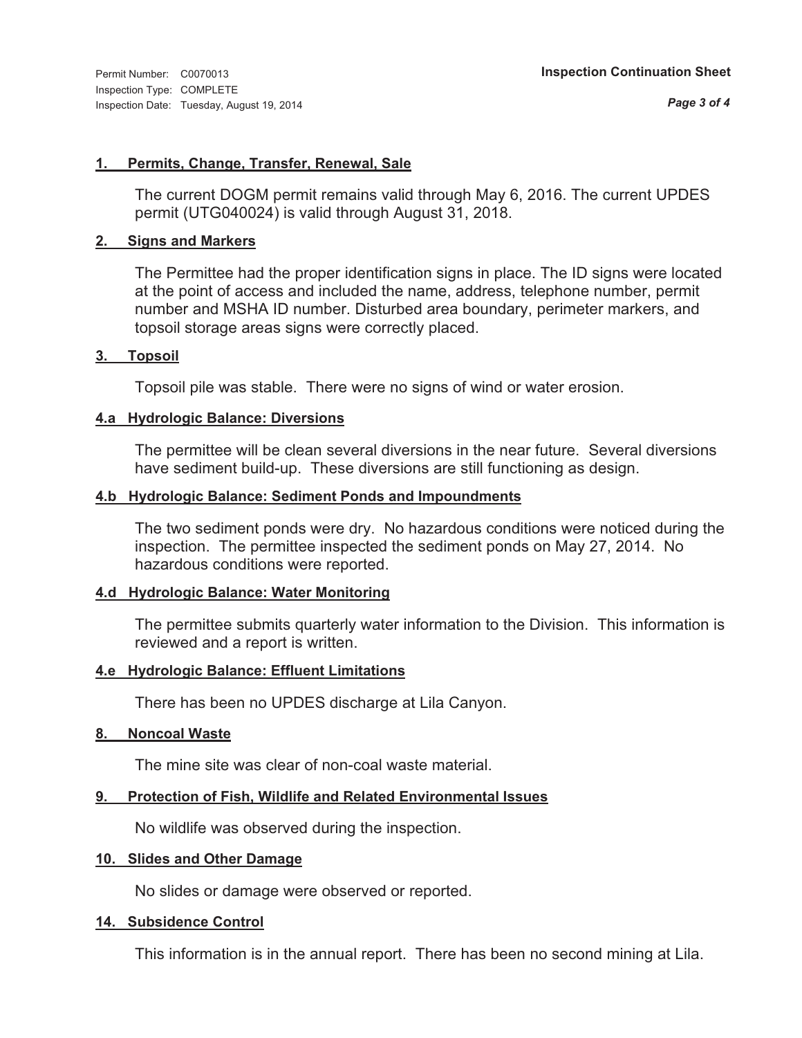Permit Number: C0070013
Inspection Type: COMPLETE
Inspection Date: Tuesday, August 19, 2014

**Inspection Continuation Sheet**

### 1. Permits, Change, Transfer, Renewal, Sale

The current DOGM permit remains valid through May 6, 2016. The current UPDES permit (UTG040024) is valid through August 31, 2018.

### 2. Signs and Markers

The Permittee had the proper identification signs in place. The ID signs were located at the point of access and included the name, address, telephone number, permit number and MSHA ID number. Disturbed area boundary, perimeter markers, and topsoil storage areas signs were correctly placed.

### 3. Topsoil

Topsoil pile was stable. There were no signs of wind or water erosion.

### 4.a Hydrologic Balance: Diversions

The permittee will be clean several diversions in the near future. Several diversions have sediment build-up. These diversions are still functioning as design.

### 4.b Hydrologic Balance: Sediment Ponds and Impoundments

The two sediment ponds were dry. No hazardous conditions were noticed during the inspection. The permittee inspected the sediment ponds on May 27, 2014. No hazardous conditions were reported.

### 4.d Hydrologic Balance: Water Monitoring

The permittee submits quarterly water information to the Division. This information is reviewed and a report is written.

### 4.e Hydrologic Balance: Effluent Limitations

There has been no UPDES discharge at Lila Canyon.

### 8. Noncoal Waste

The mine site was clear of non-coal waste material.

### 9. Protection of Fish, Wildlife and Related Environmental Issues

No wildlife was observed during the inspection.

### 10. Slides and Other Damage

No slides or damage were observed or reported.

### 14. Subsidence Control

This information is in the annual report. There has been no second mining at Lila.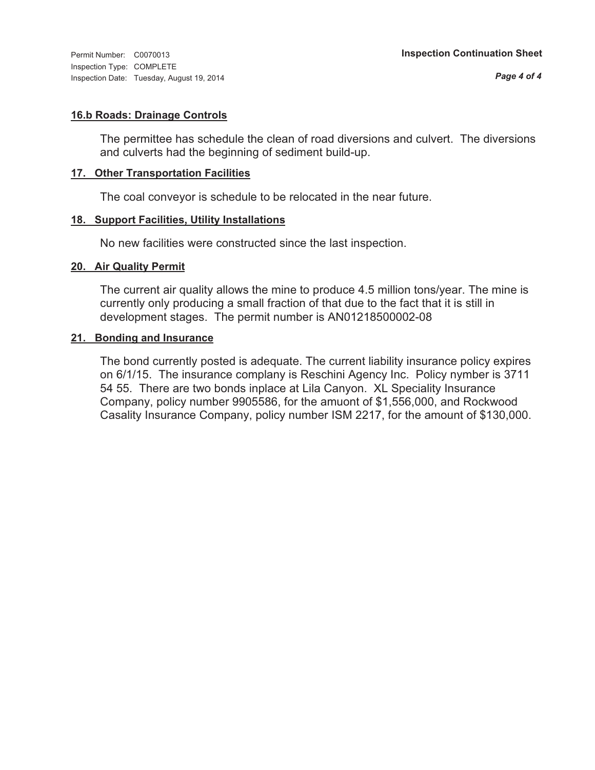Permit Number: C0070013
Inspection Type: COMPLETE
Inspection Date: Tuesday, August 19, 2014

**Inspection Continuation Sheet**

### 16.b Roads: Drainage Controls

The permittee has schedule the clean of road diversions and culvert. The diversions and culverts had the beginning of sediment build-up.

### 17. Other Transportation Facilities

The coal conveyor is schedule to be relocated in the near future.

### 18. Support Facilities, Utility Installations

No new facilities were constructed since the last inspection.

### 20. Air Quality Permit

The current air quality allows the mine to produce 4.5 million tons/year. The mine is currently only producing a small fraction of that due to the fact that it is still in development stages. The permit number is AN01218500002-08

### 21. Bonding and Insurance

The bond currently posted is adequate. The current liability insurance policy expires on 6/1/15. The insurance complany is Reschini Agency Inc. Policy nymber is 3711 54 55. There are two bonds inplace at Lila Canyon. XL Speciality Insurance Company, policy number 9905586, for the amuont of $1,556,000, and Rockwood Casality Insurance Company, policy number ISM 2217, for the amount of $130,000.